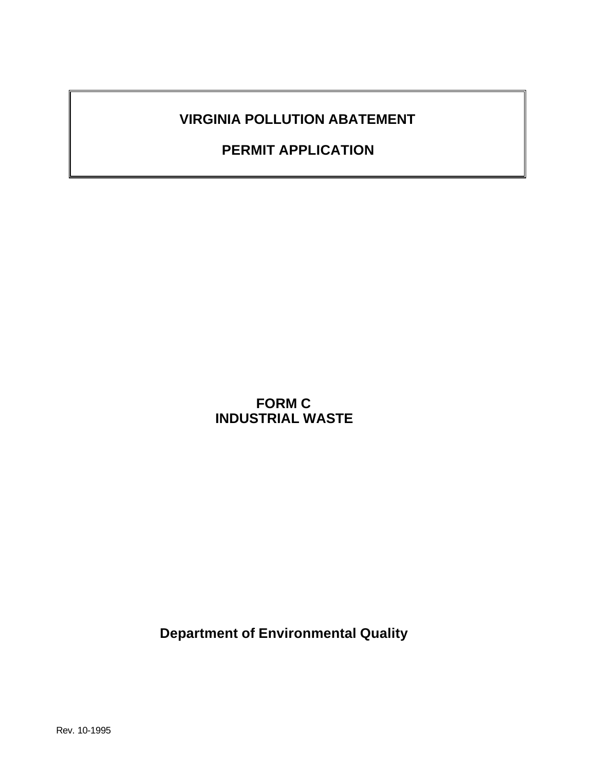# VIRGINIA POLLUTION ABATEMENT

# PERMIT APPLICATION

## FORM C
## INDUSTRIAL WASTE

**Department of Environmental Quality**

Rev. 10-1995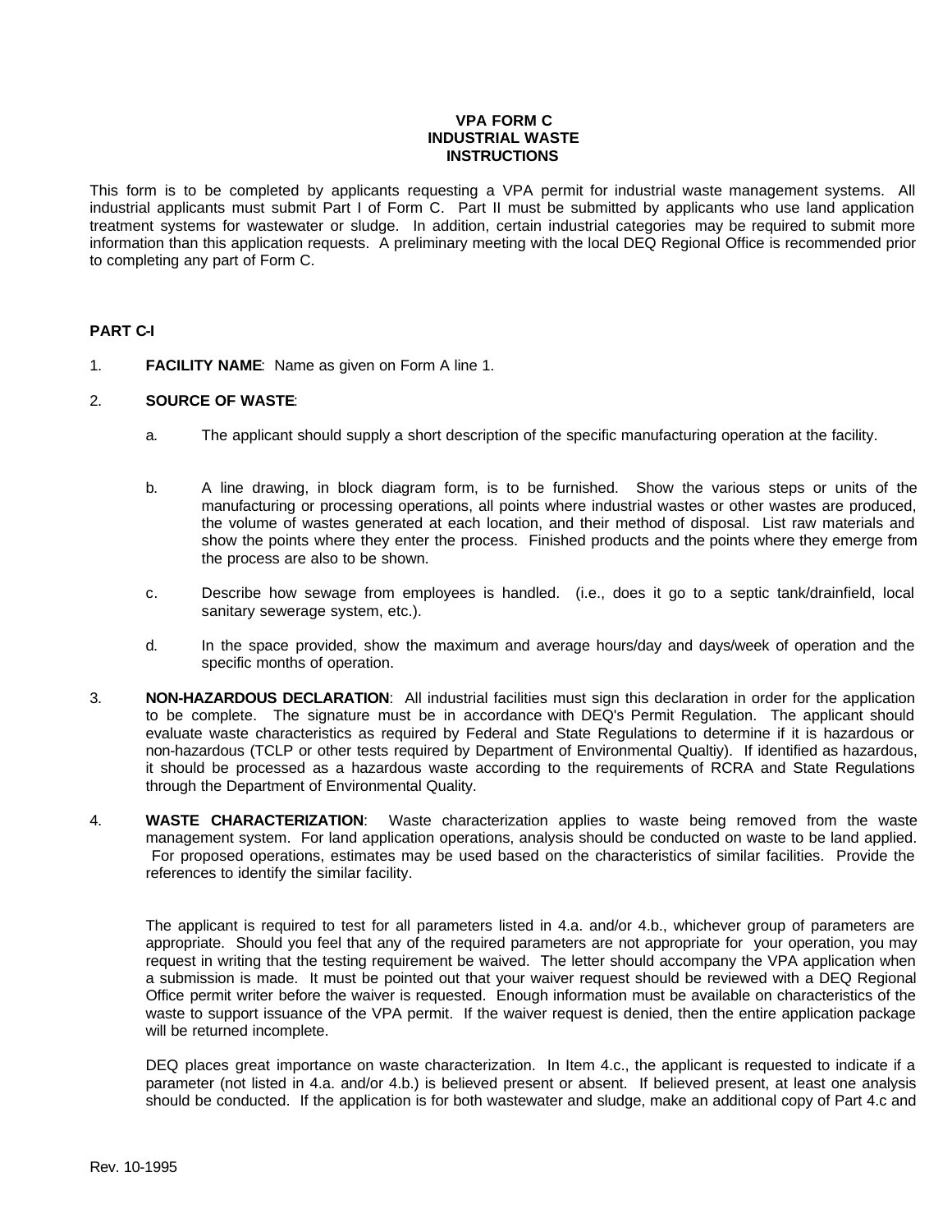# VPA FORM C
# INDUSTRIAL WASTE
# INSTRUCTIONS

This form is to be completed by applicants requesting a VPA permit for industrial waste management systems. All industrial applicants must submit Part I of Form C. Part II must be submitted by applicants who use land application treatment systems for wastewater or sludge. In addition, certain industrial categories may be required to submit more information than this application requests. A preliminary meeting with the local DEQ Regional Office is recommended prior to completing any part of Form C.

## PART C-I

1. **FACILITY NAME**: Name as given on Form A line 1.

2. **SOURCE OF WASTE**:

   a. The applicant should supply a short description of the specific manufacturing operation at the facility.

   b. A line drawing, in block diagram form, is to be furnished. Show the various steps or units of the manufacturing or processing operations, all points where industrial wastes or other wastes are produced, the volume of wastes generated at each location, and their method of disposal. List raw materials and show the points where they enter the process. Finished products and the points where they emerge from the process are also to be shown.

   c. Describe how sewage from employees is handled. (i.e., does it go to a septic tank/drainfield, local sanitary sewerage system, etc.).

   d. In the space provided, show the maximum and average hours/day and days/week of operation and the specific months of operation.

3. **NON-HAZARDOUS DECLARATION**: All industrial facilities must sign this declaration in order for the application to be complete. The signature must be in accordance with DEQ's Permit Regulation. The applicant should evaluate waste characteristics as required by Federal and State Regulations to determine if it is hazardous or non-hazardous (TCLP or other tests required by Department of Environmental Qualtiy). If identified as hazardous, it should be processed as a hazardous waste according to the requirements of RCRA and State Regulations through the Department of Environmental Quality.

4. **WASTE CHARACTERIZATION**: Waste characterization applies to waste being removed from the waste management system. For land application operations, analysis should be conducted on waste to be land applied. For proposed operations, estimates may be used based on the characteristics of similar facilities. Provide the references to identify the similar facility.

   The applicant is required to test for all parameters listed in 4.a. and/or 4.b., whichever group of parameters are appropriate. Should you feel that any of the required parameters are not appropriate for your operation, you may request in writing that the testing requirement be waived. The letter should accompany the VPA application when a submission is made. It must be pointed out that your waiver request should be reviewed with a DEQ Regional Office permit writer before the waiver is requested. Enough information must be available on characteristics of the waste to support issuance of the VPA permit. If the waiver request is denied, then the entire application package will be returned incomplete.

   DEQ places great importance on waste characterization. In Item 4.c., the applicant is requested to indicate if a parameter (not listed in 4.a. and/or 4.b.) is believed present or absent. If believed present, at least one analysis should be conducted. If the application is for both wastewater and sludge, make an additional copy of Part 4.c and

Rev. 10-1995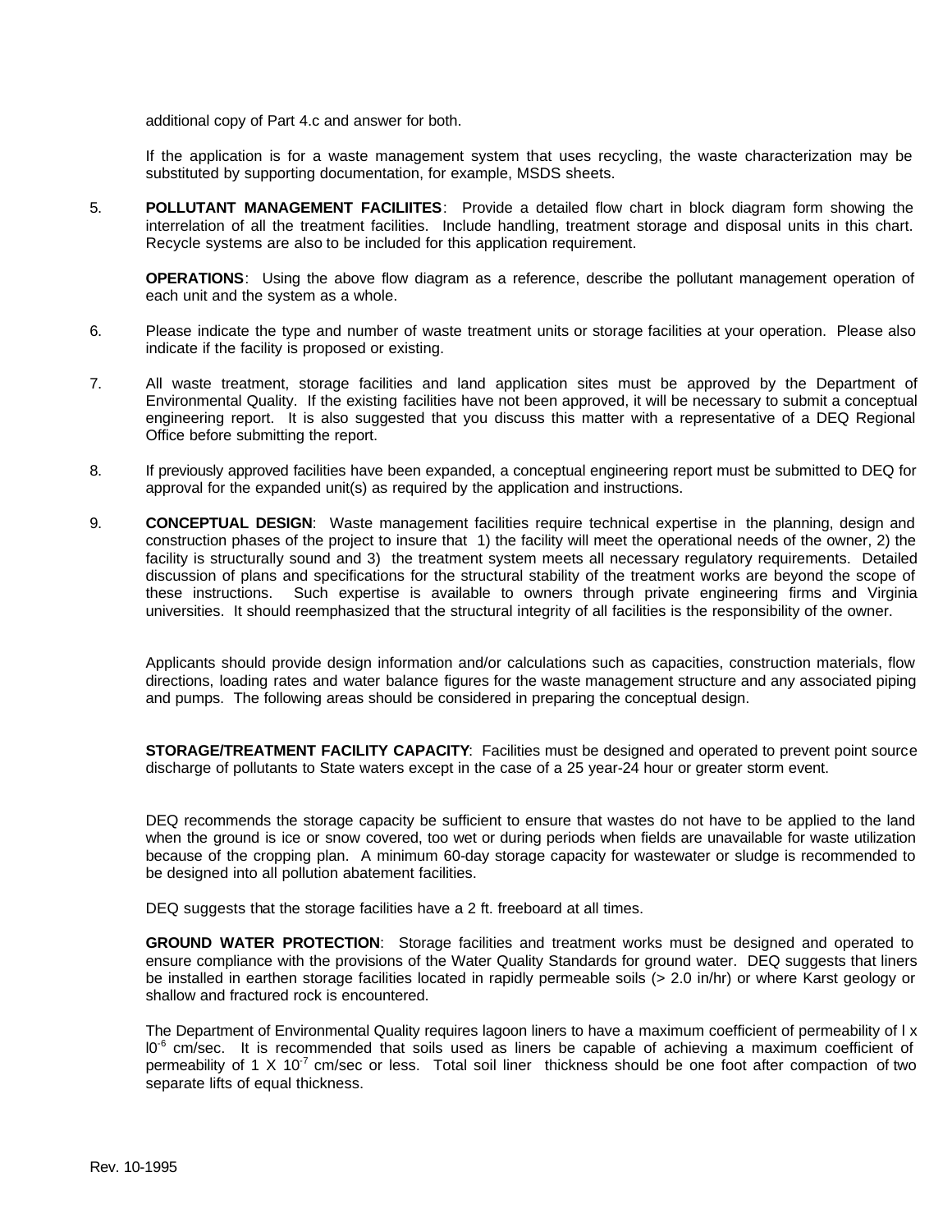additional copy of Part 4.c and answer for both.

If the application is for a waste management system that uses recycling, the waste characterization may be substituted by supporting documentation, for example, MSDS sheets.

5. **POLLUTANT MANAGEMENT FACILIITES**: Provide a detailed flow chart in block diagram form showing the interrelation of all the treatment facilities. Include handling, treatment storage and disposal units in this chart. Recycle systems are also to be included for this application requirement.

   **OPERATIONS**: Using the above flow diagram as a reference, describe the pollutant management operation of each unit and the system as a whole.

6. Please indicate the type and number of waste treatment units or storage facilities at your operation. Please also indicate if the facility is proposed or existing.

7. All waste treatment, storage facilities and land application sites must be approved by the Department of Environmental Quality. If the existing facilities have not been approved, it will be necessary to submit a conceptual engineering report. It is also suggested that you discuss this matter with a representative of a DEQ Regional Office before submitting the report.

8. If previously approved facilities have been expanded, a conceptual engineering report must be submitted to DEQ for approval for the expanded unit(s) as required by the application and instructions.

9. **CONCEPTUAL DESIGN**: Waste management facilities require technical expertise in the planning, design and construction phases of the project to insure that 1) the facility will meet the operational needs of the owner, 2) the facility is structurally sound and 3) the treatment system meets all necessary regulatory requirements. Detailed discussion of plans and specifications for the structural stability of the treatment works are beyond the scope of these instructions. Such expertise is available to owners through private engineering firms and Virginia universities. It should reemphasized that the structural integrity of all facilities is the responsibility of the owner.

   Applicants should provide design information and/or calculations such as capacities, construction materials, flow directions, loading rates and water balance figures for the waste management structure and any associated piping and pumps. The following areas should be considered in preparing the conceptual design.

   **STORAGE/TREATMENT FACILITY CAPACITY**: Facilities must be designed and operated to prevent point source discharge of pollutants to State waters except in the case of a 25 year-24 hour or greater storm event.

   DEQ recommends the storage capacity be sufficient to ensure that wastes do not have to be applied to the land when the ground is ice or snow covered, too wet or during periods when fields are unavailable for waste utilization because of the cropping plan. A minimum 60-day storage capacity for wastewater or sludge is recommended to be designed into all pollution abatement facilities.

   DEQ suggests that the storage facilities have a 2 ft. freeboard at all times.

   **GROUND WATER PROTECTION**: Storage facilities and treatment works must be designed and operated to ensure compliance with the provisions of the Water Quality Standards for ground water. DEQ suggests that liners be installed in earthen storage facilities located in rapidly permeable soils (> 2.0 in/hr) or where Karst geology or shallow and fractured rock is encountered.

   The Department of Environmental Quality requires lagoon liners to have a maximum coefficient of permeability of $1 \times 10^{-6}$ cm/sec. It is recommended that soils used as liners be capable of achieving a maximum coefficient of permeability of $1 \times 10^{-7}$ cm/sec or less. Total soil liner thickness should be one foot after compaction of two separate lifts of equal thickness.

Rev. 10-1995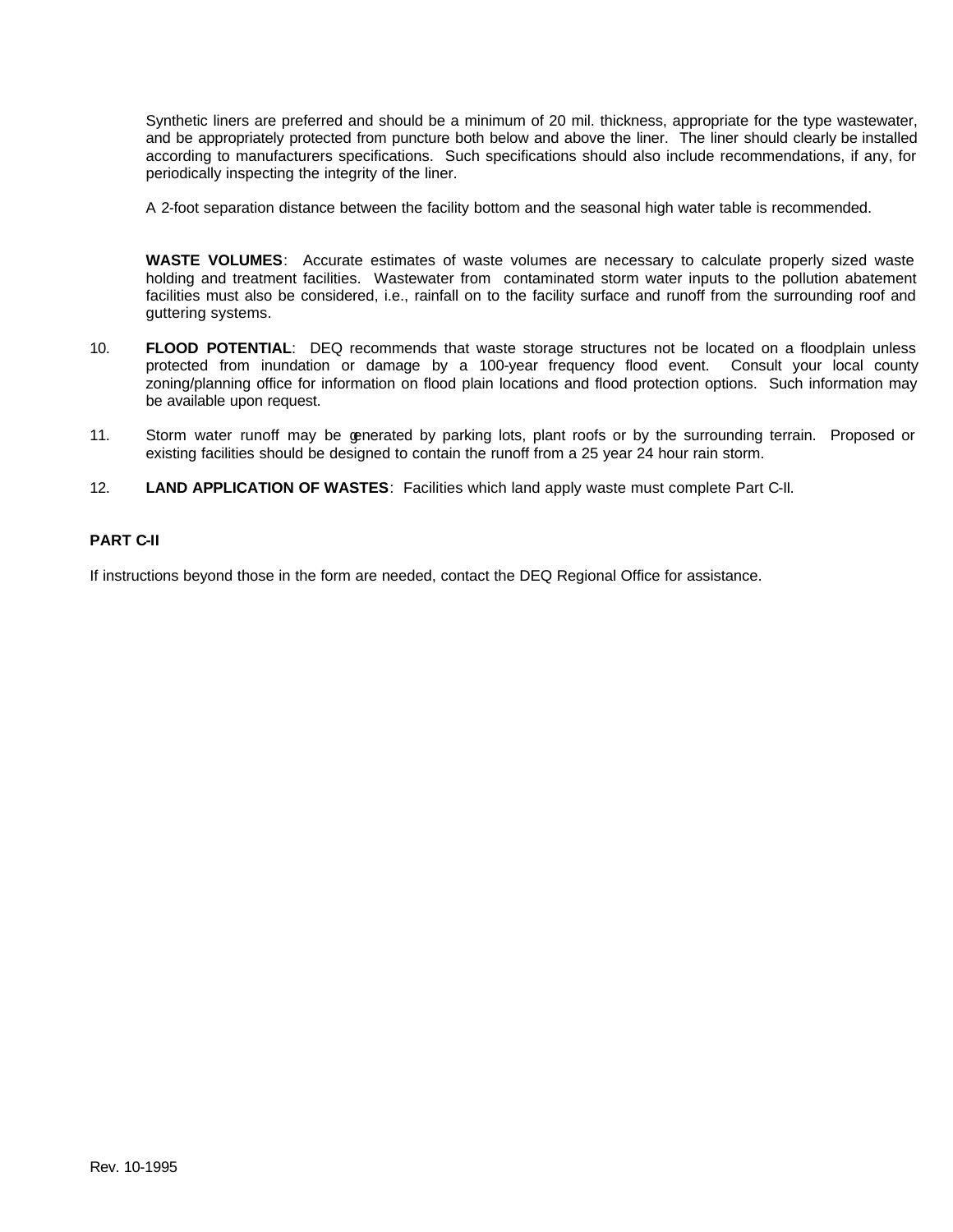Synthetic liners are preferred and should be a minimum of 20 mil. thickness, appropriate for the type wastewater, and be appropriately protected from puncture both below and above the liner. The liner should clearly be installed according to manufacturers specifications. Such specifications should also include recommendations, if any, for periodically inspecting the integrity of the liner.

A 2-foot separation distance between the facility bottom and the seasonal high water table is recommended.

**WASTE VOLUMES**: Accurate estimates of waste volumes are necessary to calculate properly sized waste holding and treatment facilities. Wastewater from contaminated storm water inputs to the pollution abatement facilities must also be considered, i.e., rainfall on to the facility surface and runoff from the surrounding roof and guttering systems.

10. **FLOOD POTENTIAL**: DEQ recommends that waste storage structures not be located on a floodplain unless protected from inundation or damage by a 100-year frequency flood event. Consult your local county zoning/planning office for information on flood plain locations and flood protection options. Such information may be available upon request.

11. Storm water runoff may be generated by parking lots, plant roofs or by the surrounding terrain. Proposed or existing facilities should be designed to contain the runoff from a 25 year 24 hour rain storm.

12. **LAND APPLICATION OF WASTES**: Facilities which land apply waste must complete Part C-II.

**PART C-II**

If instructions beyond those in the form are needed, contact the DEQ Regional Office for assistance.

Rev. 10-1995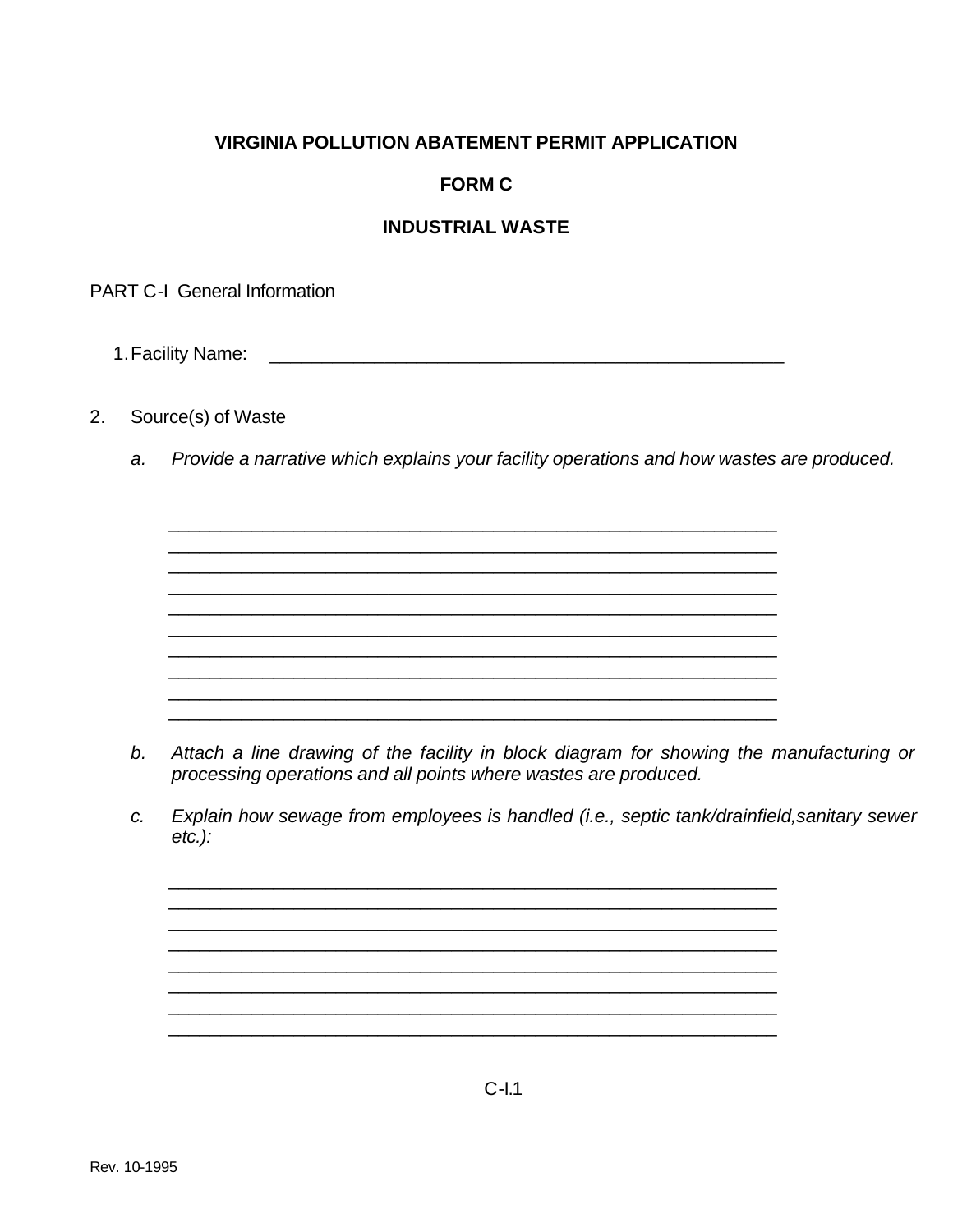**VIRGINIA POLLUTION ABATEMENT PERMIT APPLICATION**

**FORM C**

**INDUSTRIAL WASTE**

PART C-I General Information

1. Facility Name: ____________________________________________________

2. Source(s) of Waste

   a. *Provide a narrative which explains your facility operations and how wastes are produced.*

   ______________________________________________________________
   ______________________________________________________________
   ______________________________________________________________
   ______________________________________________________________
   ______________________________________________________________
   ______________________________________________________________
   ______________________________________________________________
   ______________________________________________________________
   ______________________________________________________________
   ______________________________________________________________

   b. *Attach a line drawing of the facility in block diagram for showing the manufacturing or processing operations and all points where wastes are produced.*

   c. *Explain how sewage from employees is handled (i.e., septic tank/drainfield,sanitary sewer etc.):*

   ______________________________________________________________
   ______________________________________________________________
   ______________________________________________________________
   ______________________________________________________________
   ______________________________________________________________
   ______________________________________________________________
   ______________________________________________________________
   ______________________________________________________________

C-I.1

Rev. 10-1995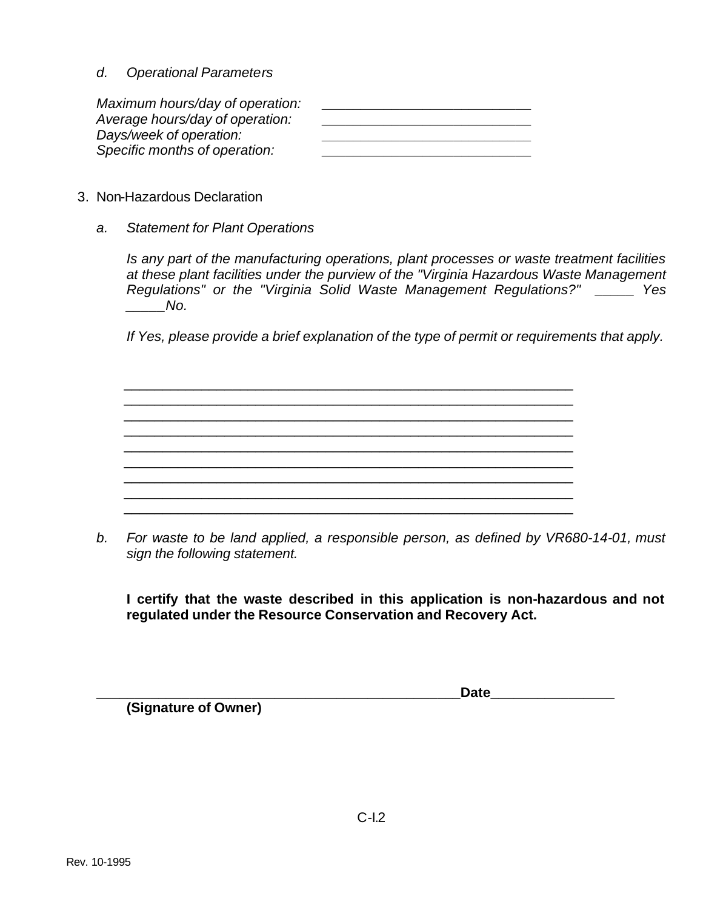*d. Operational Parameters*

*Maximum hours/day of operation:* ___________________________
*Average hours/day of operation:* ___________________________
*Days/week of operation:* ___________________________
*Specific months of operation:* ___________________________

3. Non-Hazardous Declaration

*a. Statement for Plant Operations*

*Is any part of the manufacturing operations, plant processes or waste treatment facilities at these plant facilities under the purview of the "Virginia Hazardous Waste Management Regulations" or the "Virginia Solid Waste Management Regulations?" _____ Yes _____No.*

*If Yes, please provide a brief explanation of the type of permit or requirements that apply.*

_____________________________________________________________
_____________________________________________________________
_____________________________________________________________
_____________________________________________________________
_____________________________________________________________
_____________________________________________________________
_____________________________________________________________
_____________________________________________________________
_____________________________________________________________

*b. For waste to be land applied, a responsible person, as defined by VR680-14-01, must sign the following statement.*

**I certify that the waste described in this application is non-hazardous and not regulated under the Resource Conservation and Recovery Act.**

_______________________________________________**Date**________________
**(Signature of Owner)**

C-I.2

Rev. 10-1995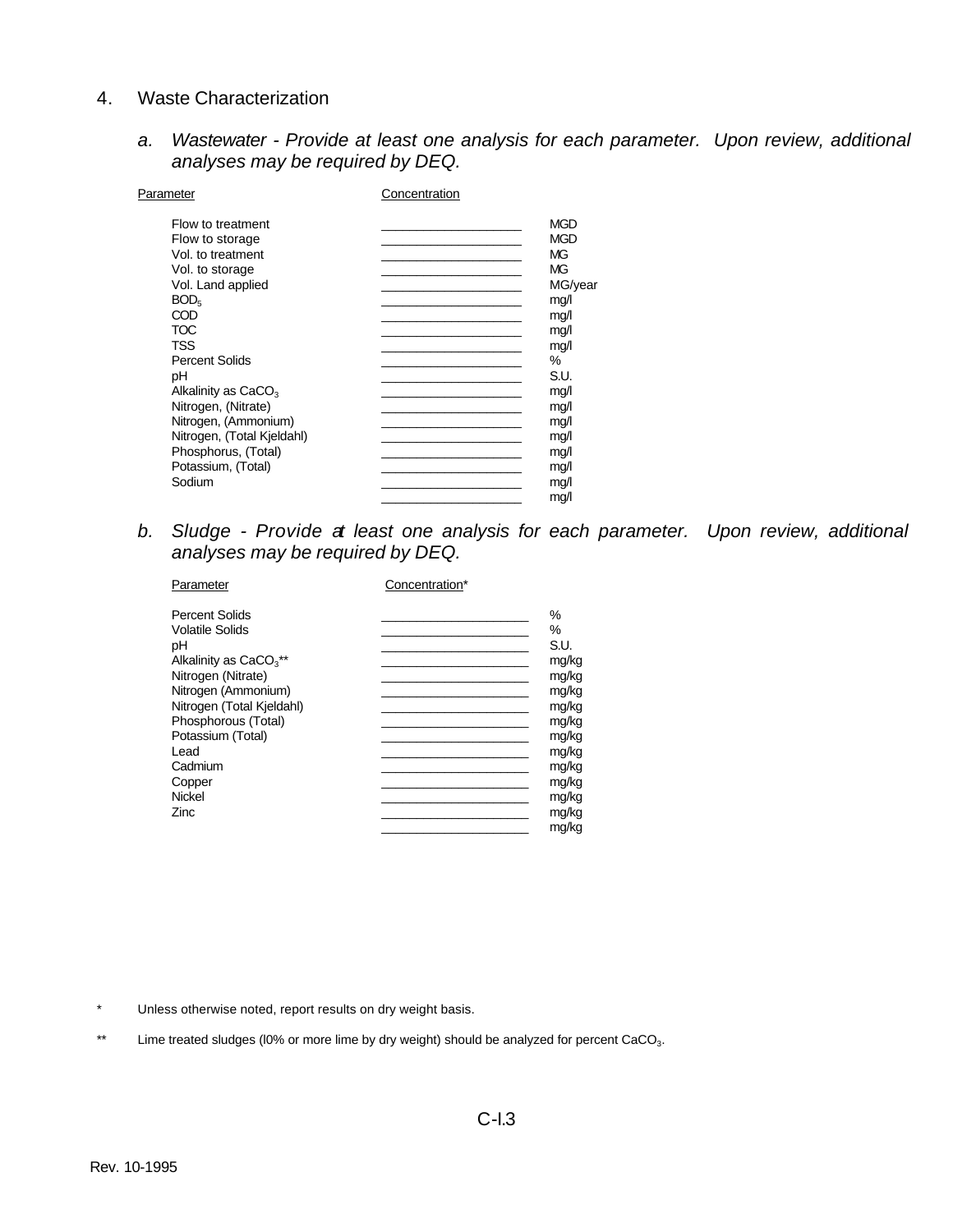4. Waste Characterization

a. *Wastewater - Provide at least one analysis for each parameter. Upon review, additional analyses may be required by DEQ.*

| Parameter | Concentration | |
|---|---|---|
| Flow to treatment | ____________________ | MGD |
| Flow to storage | ____________________ | MGD |
| Vol. to treatment | ____________________ | MG |
| Vol. to storage | ____________________ | MG |
| Vol. Land applied | ____________________ | MG/year |
| $BOD_5$ | ____________________ | mg/l |
| COD | ____________________ | mg/l |
| TOC | ____________________ | mg/l |
| TSS | ____________________ | mg/l |
| Percent Solids | ____________________ | % |
| pH | ____________________ | S.U. |
| Alkalinity as $CaCO_3$ | ____________________ | mg/l |
| Nitrogen, (Nitrate) | ____________________ | mg/l |
| Nitrogen, (Ammonium) | ____________________ | mg/l |
| Nitrogen, (Total Kjeldahl) | ____________________ | mg/l |
| Phosphorus, (Total) | ____________________ | mg/l |
| Potassium, (Total) | ____________________ | mg/l |
| Sodium | ____________________ | mg/l |
| | ____________________ | mg/l |

b. *Sludge - Provide at least one analysis for each parameter. Upon review, additional analyses may be required by DEQ.*

| Parameter | Concentration* | |
|---|---|---|
| Percent Solids | ____________________ | % |
| Volatile Solids | ____________________ | % |
| pH | ____________________ | S.U. |
| Alkalinity as $CaCO_3$** | ____________________ | mg/kg |
| Nitrogen (Nitrate) | ____________________ | mg/kg |
| Nitrogen (Ammonium) | ____________________ | mg/kg |
| Nitrogen (Total Kjeldahl) | ____________________ | mg/kg |
| Phosphorous (Total) | ____________________ | mg/kg |
| Potassium (Total) | ____________________ | mg/kg |
| Lead | ____________________ | mg/kg |
| Cadmium | ____________________ | mg/kg |
| Copper | ____________________ | mg/kg |
| Nickel | ____________________ | mg/kg |
| Zinc | ____________________ | mg/kg |
| | ____________________ | mg/kg |

\* Unless otherwise noted, report results on dry weight basis.

\*\* Lime treated sludges (l0% or more lime by dry weight) should be analyzed for percent $CaCO_3$.

C-I.3

Rev. 10-1995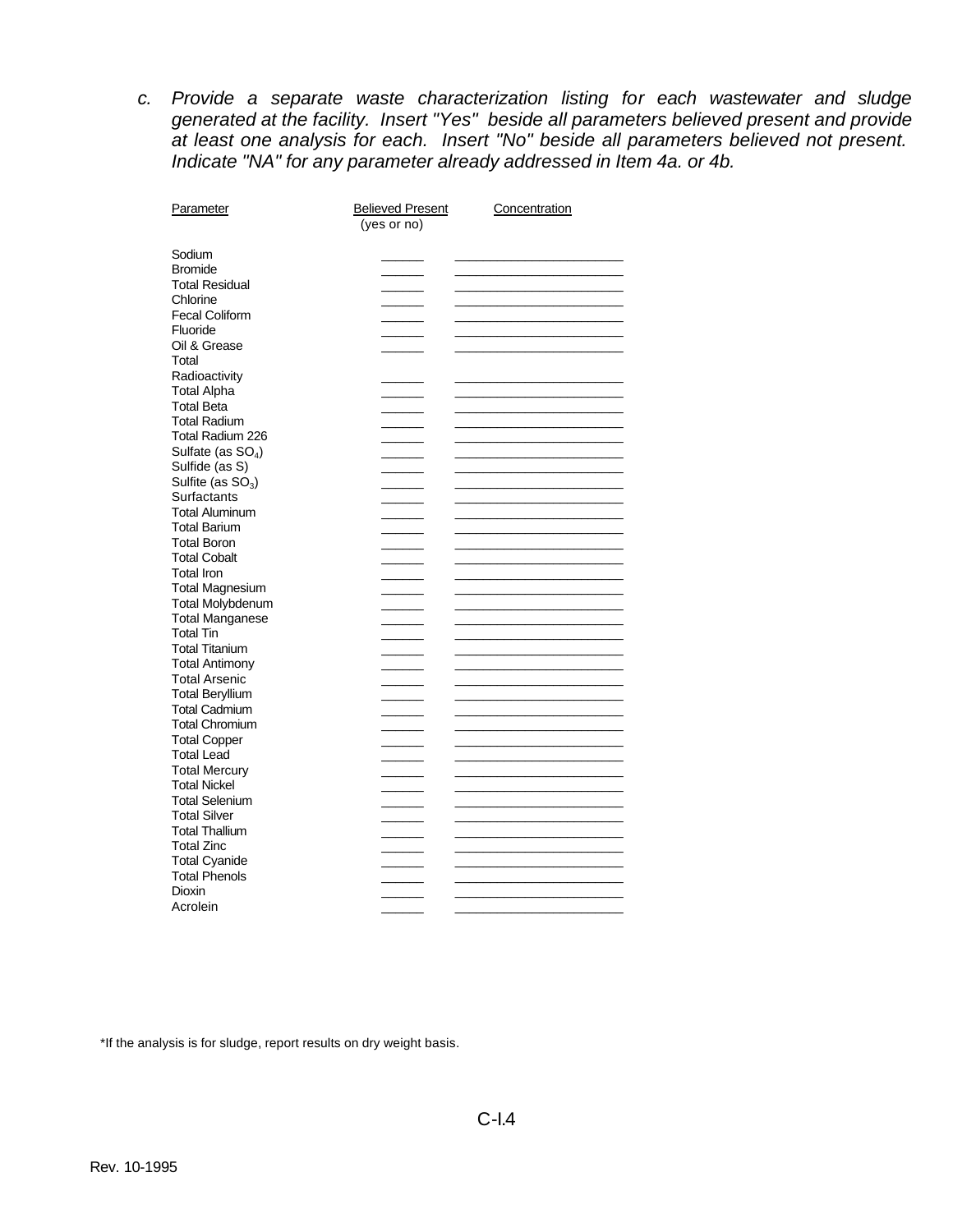c. *Provide a separate waste characterization listing for each wastewater and sludge generated at the facility. Insert "Yes" beside all parameters believed present and provide at least one analysis for each. Insert "No" beside all parameters believed not present. Indicate "NA" for any parameter already addressed in Item 4a. or 4b.*

| Parameter | Believed Present (yes or no) | Concentration |
|---|---|---|
| Sodium | ______ | ________________________ |
| Bromide | ______ | ________________________ |
| Total Residual Chlorine | ______ | ________________________ |
| Fecal Coliform | ______ | ________________________ |
| Fluoride | ______ | ________________________ |
| Oil & Grease | ______ | ________________________ |
| Total Radioactivity | ______ | ________________________ |
| Total Alpha | ______ | ________________________ |
| Total Beta | ______ | ________________________ |
| Total Radium | ______ | ________________________ |
| Total Radium 226 | ______ | ________________________ |
| Sulfate (as $SO_4$) | ______ | ________________________ |
| Sulfide (as S) | ______ | ________________________ |
| Sulfite (as $SO_3$) | ______ | ________________________ |
| Surfactants | ______ | ________________________ |
| Total Aluminum | ______ | ________________________ |
| Total Barium | ______ | ________________________ |
| Total Boron | ______ | ________________________ |
| Total Cobalt | ______ | ________________________ |
| Total Iron | ______ | ________________________ |
| Total Magnesium | ______ | ________________________ |
| Total Molybdenum | ______ | ________________________ |
| Total Manganese | ______ | ________________________ |
| Total Tin | ______ | ________________________ |
| Total Titanium | ______ | ________________________ |
| Total Antimony | ______ | ________________________ |
| Total Arsenic | ______ | ________________________ |
| Total Beryllium | ______ | ________________________ |
| Total Cadmium | ______ | ________________________ |
| Total Chromium | ______ | ________________________ |
| Total Copper | ______ | ________________________ |
| Total Lead | ______ | ________________________ |
| Total Mercury | ______ | ________________________ |
| Total Nickel | ______ | ________________________ |
| Total Selenium | ______ | ________________________ |
| Total Silver | ______ | ________________________ |
| Total Thallium | ______ | ________________________ |
| Total Zinc | ______ | ________________________ |
| Total Cyanide | ______ | ________________________ |
| Total Phenols | ______ | ________________________ |
| Dioxin | ______ | ________________________ |
| Acrolein | ______ | ________________________ |

*If the analysis is for sludge, report results on dry weight basis.

C-I.4

Rev. 10-1995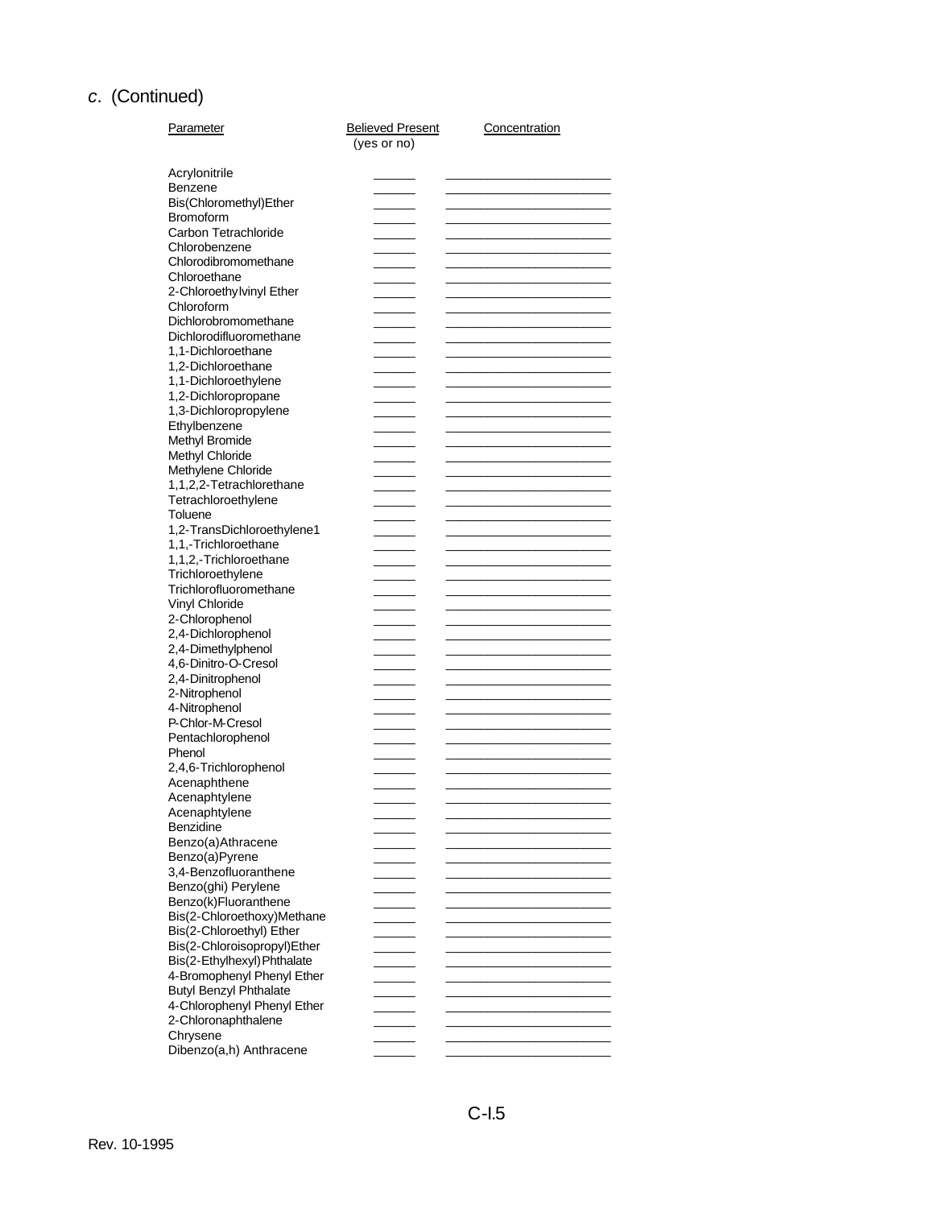*c*. (Continued)

| Parameter | Believed Present (yes or no) | Concentration |
|---|---|---|
| Acrylonitrile | ______ | ________________________ |
| Benzene | ______ | ________________________ |
| Bis(Chloromethyl)Ether | ______ | ________________________ |
| Bromoform | ______ | ________________________ |
| Carbon Tetrachloride | ______ | ________________________ |
| Chlorobenzene | ______ | ________________________ |
| Chlorodibromomethane | ______ | ________________________ |
| Chloroethane | ______ | ________________________ |
| 2-Chloroethylvinyl Ether | ______ | ________________________ |
| Chloroform | ______ | ________________________ |
| Dichlorobromomethane | ______ | ________________________ |
| Dichlorodifluoromethane | ______ | ________________________ |
| 1,1-Dichloroethane | ______ | ________________________ |
| 1,2-Dichloroethane | ______ | ________________________ |
| 1,1-Dichloroethylene | ______ | ________________________ |
| 1,2-Dichloropropane | ______ | ________________________ |
| 1,3-Dichloropropylene | ______ | ________________________ |
| Ethylbenzene | ______ | ________________________ |
| Methyl Bromide | ______ | ________________________ |
| Methyl Chloride | ______ | ________________________ |
| Methylene Chloride | ______ | ________________________ |
| 1,1,2,2-Tetrachlorethane | ______ | ________________________ |
| Tetrachloroethylene | ______ | ________________________ |
| Toluene | ______ | ________________________ |
| 1,2-TransDichloroethylene1 | ______ | ________________________ |
| 1,1,-Trichloroethane | ______ | ________________________ |
| 1,1,2,-Trichloroethane | ______ | ________________________ |
| Trichloroethylene | ______ | ________________________ |
| Trichlorofluoromethane | ______ | ________________________ |
| Vinyl Chloride | ______ | ________________________ |
| 2-Chlorophenol | ______ | ________________________ |
| 2,4-Dichlorophenol | ______ | ________________________ |
| 2,4-Dimethylphenol | ______ | ________________________ |
| 4,6-Dinitro-O-Cresol | ______ | ________________________ |
| 2,4-Dinitrophenol | ______ | ________________________ |
| 2-Nitrophenol | ______ | ________________________ |
| 4-Nitrophenol | ______ | ________________________ |
| P-Chlor-M-Cresol | ______ | ________________________ |
| Pentachlorophenol | ______ | ________________________ |
| Phenol | ______ | ________________________ |
| 2,4,6-Trichlorophenol | ______ | ________________________ |
| Acenaphthene | ______ | ________________________ |
| Acenaphtylene | ______ | ________________________ |
| Acenaphtylene | ______ | ________________________ |
| Benzidine | ______ | ________________________ |
| Benzo(a)Athracene | ______ | ________________________ |
| Benzo(a)Pyrene | ______ | ________________________ |
| 3,4-Benzofluoranthene | ______ | ________________________ |
| Benzo(ghi) Perylene | ______ | ________________________ |
| Benzo(k)Fluoranthene | ______ | ________________________ |
| Bis(2-Chloroethoxy)Methane | ______ | ________________________ |
| Bis(2-Chloroethyl) Ether | ______ | ________________________ |
| Bis(2-Chloroisopropyl)Ether | ______ | ________________________ |
| Bis(2-Ethylhexyl)Phthalate | ______ | ________________________ |
| 4-Bromophenyl Phenyl Ether | ______ | ________________________ |
| Butyl Benzyl Phthalate | ______ | ________________________ |
| 4-Chlorophenyl Phenyl Ether | ______ | ________________________ |
| 2-Chloronaphthalene | ______ | ________________________ |
| Chrysene | ______ | ________________________ |
| Dibenzo(a,h) Anthracene | ______ | ________________________ |

C-I.5

Rev. 10-1995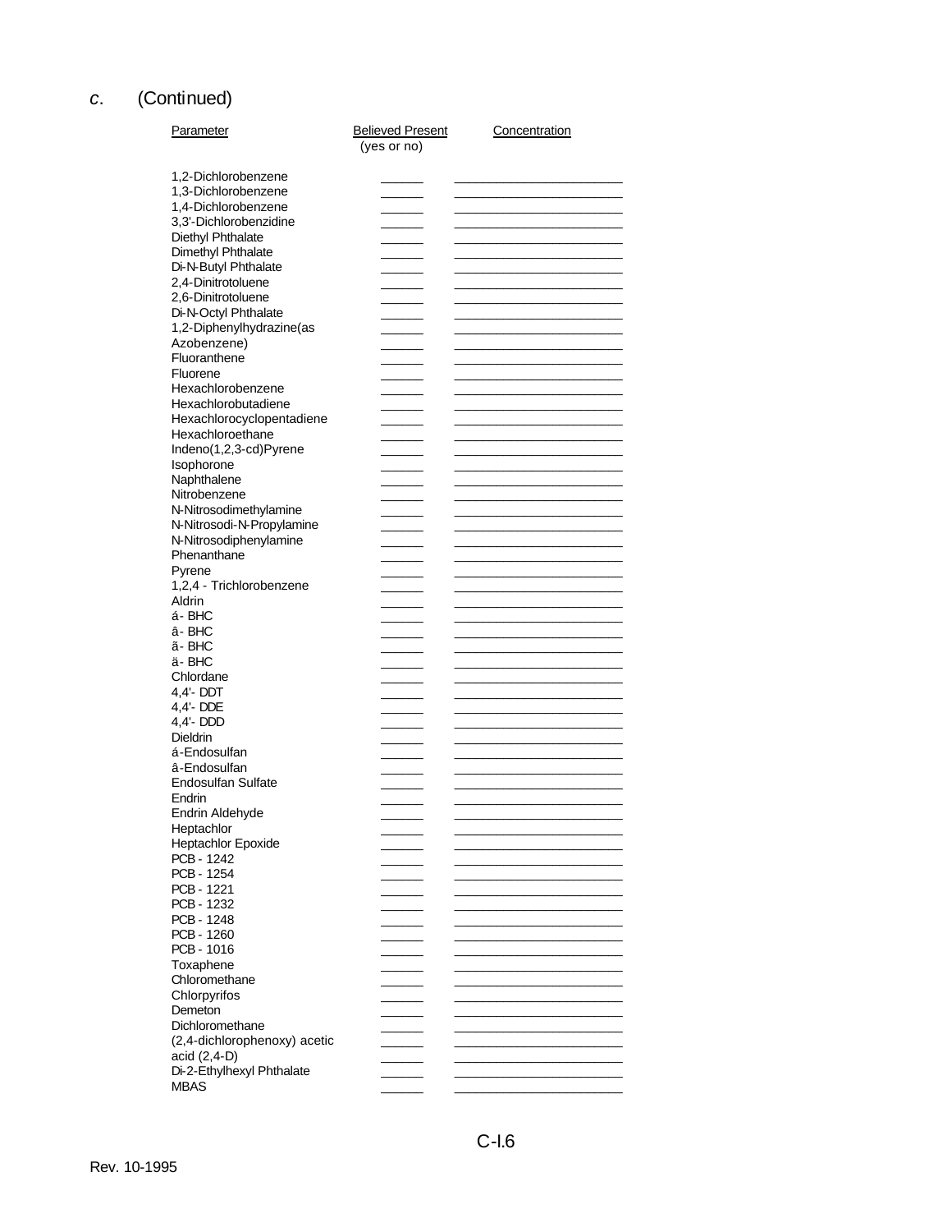*c*. (Continued)

| Parameter | Believed Present (yes or no) | Concentration |
| --- | --- | --- |
| 1,2-Dichlorobenzene | ______ | ________________________ |
| 1,3-Dichlorobenzene | ______ | ________________________ |
| 1,4-Dichlorobenzene | ______ | ________________________ |
| 3,3'-Dichlorobenzidine | ______ | ________________________ |
| Diethyl Phthalate | ______ | ________________________ |
| Dimethyl Phthalate | ______ | ________________________ |
| Di-N-Butyl Phthalate | ______ | ________________________ |
| 2,4-Dinitrotoluene | ______ | ________________________ |
| 2,6-Dinitrotoluene | ______ | ________________________ |
| Di-N-Octyl Phthalate | ______ | ________________________ |
| 1,2-Diphenylhydrazine(as Azobenzene) | ______ | ________________________ |
| Fluoranthene | ______ | ________________________ |
| Fluorene | ______ | ________________________ |
| Hexachlorobenzene | ______ | ________________________ |
| Hexachlorobutadiene | ______ | ________________________ |
| Hexachlorocyclopentadiene | ______ | ________________________ |
| Hexachloroethane | ______ | ________________________ |
| Indeno(1,2,3-cd)Pyrene | ______ | ________________________ |
| Isophorone | ______ | ________________________ |
| Naphthalene | ______ | ________________________ |
| Nitrobenzene | ______ | ________________________ |
| N-Nitrosodimethylamine | ______ | ________________________ |
| N-Nitrosodi-N-Propylamine | ______ | ________________________ |
| N-Nitrosodiphenylamine | ______ | ________________________ |
| Phenanthane | ______ | ________________________ |
| Pyrene | ______ | ________________________ |
| 1,2,4 - Trichlorobenzene | ______ | ________________________ |
| Aldrin | ______ | ________________________ |
| á- BHC | ______ | ________________________ |
| â- BHC | ______ | ________________________ |
| ã- BHC | ______ | ________________________ |
| ä- BHC | ______ | ________________________ |
| Chlordane | ______ | ________________________ |
| 4,4'- DDT | ______ | ________________________ |
| 4,4'- DDE | ______ | ________________________ |
| 4,4'- DDD | ______ | ________________________ |
| Dieldrin | ______ | ________________________ |
| á-Endosulfan | ______ | ________________________ |
| â-Endosulfan | ______ | ________________________ |
| Endosulfan Sulfate | ______ | ________________________ |
| Endrin | ______ | ________________________ |
| Endrin Aldehyde | ______ | ________________________ |
| Heptachlor | ______ | ________________________ |
| Heptachlor Epoxide | ______ | ________________________ |
| PCB - 1242 | ______ | ________________________ |
| PCB - 1254 | ______ | ________________________ |
| PCB - 1221 | ______ | ________________________ |
| PCB - 1232 | ______ | ________________________ |
| PCB - 1248 | ______ | ________________________ |
| PCB - 1260 | ______ | ________________________ |
| PCB - 1016 | ______ | ________________________ |
| Toxaphene | ______ | ________________________ |
| Chloromethane | ______ | ________________________ |
| Chlorpyrifos | ______ | ________________________ |
| Demeton | ______ | ________________________ |
| Dichloromethane | ______ | ________________________ |
| (2,4-dichlorophenoxy) acetic acid (2,4-D) | ______ | ________________________ |
| Di-2-Ethylhexyl Phthalate | ______ | ________________________ |
| MBAS | ______ | ________________________ |

C-I.6

Rev. 10-1995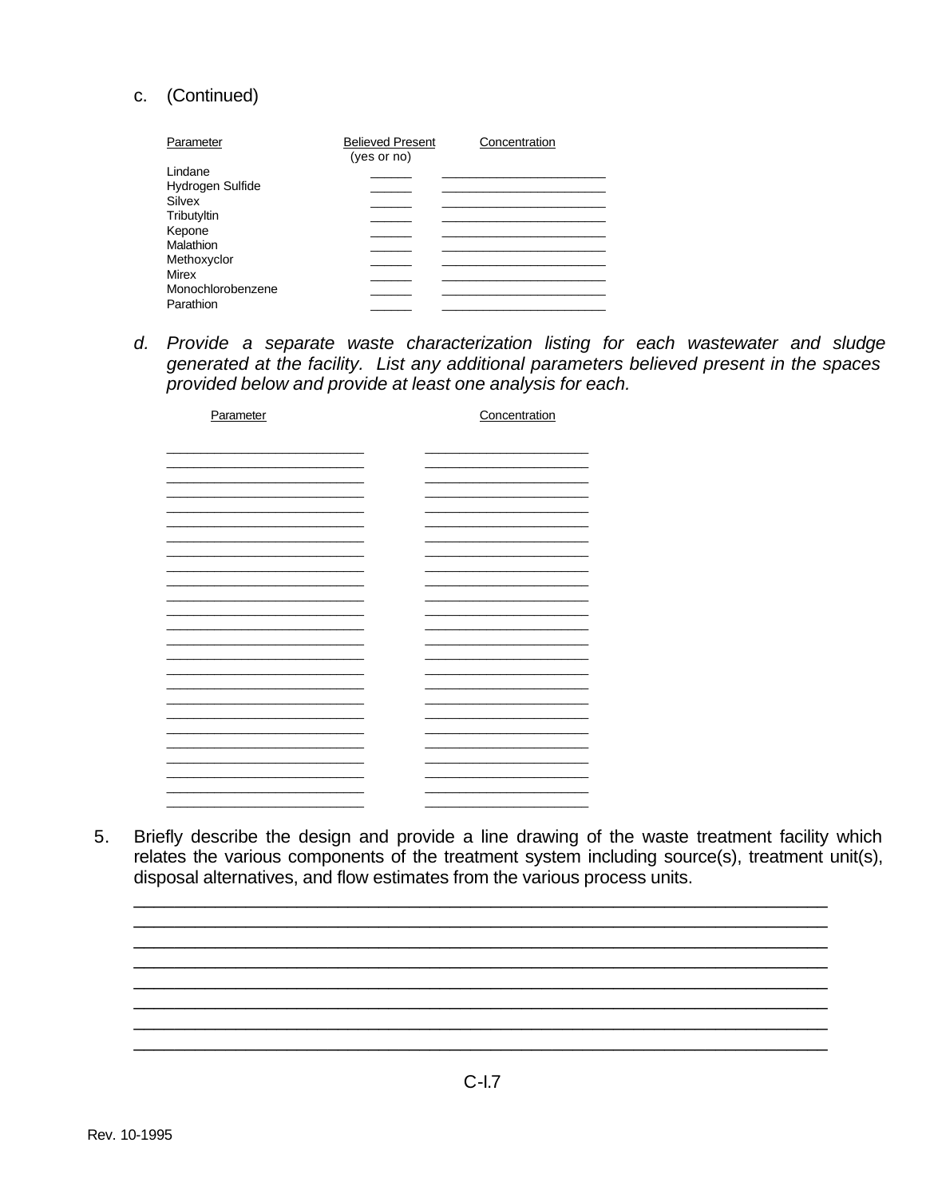c. (Continued)

| Parameter | Believed Present (yes or no) | Concentration |
|---|---|---|
| Lindane | ______ | ______________________ |
| Hydrogen Sulfide | ______ | ______________________ |
| Silvex | ______ | ______________________ |
| Tributyltin | ______ | ______________________ |
| Kepone | ______ | ______________________ |
| Malathion | ______ | ______________________ |
| Methoxyclor | ______ | ______________________ |
| Mirex | ______ | ______________________ |
| Monochlorobenzene | ______ | ______________________ |
| Parathion | ______ | ______________________ |

*d. Provide a separate waste characterization listing for each wastewater and sludge generated at the facility. List any additional parameters believed present in the spaces provided below and provide at least one analysis for each.*

| Parameter | Concentration |
|---|---|
| __________________________ | ______________________ |
| __________________________ | ______________________ |
| __________________________ | ______________________ |
| __________________________ | ______________________ |
| __________________________ | ______________________ |
| __________________________ | ______________________ |
| __________________________ | ______________________ |
| __________________________ | ______________________ |
| __________________________ | ______________________ |
| __________________________ | ______________________ |
| __________________________ | ______________________ |
| __________________________ | ______________________ |
| __________________________ | ______________________ |
| __________________________ | ______________________ |
| __________________________ | ______________________ |
| __________________________ | ______________________ |
| __________________________ | ______________________ |
| __________________________ | ______________________ |
| __________________________ | ______________________ |
| __________________________ | ______________________ |
| __________________________ | ______________________ |
| __________________________ | ______________________ |
| __________________________ | ______________________ |
| __________________________ | ______________________ |

5. Briefly describe the design and provide a line drawing of the waste treatment facility which relates the various components of the treatment system including source(s), treatment unit(s), disposal alternatives, and flow estimates from the various process units.

______________________________________________________________________
______________________________________________________________________
______________________________________________________________________
______________________________________________________________________
______________________________________________________________________
______________________________________________________________________
______________________________________________________________________
______________________________________________________________________

Rev. 10-1995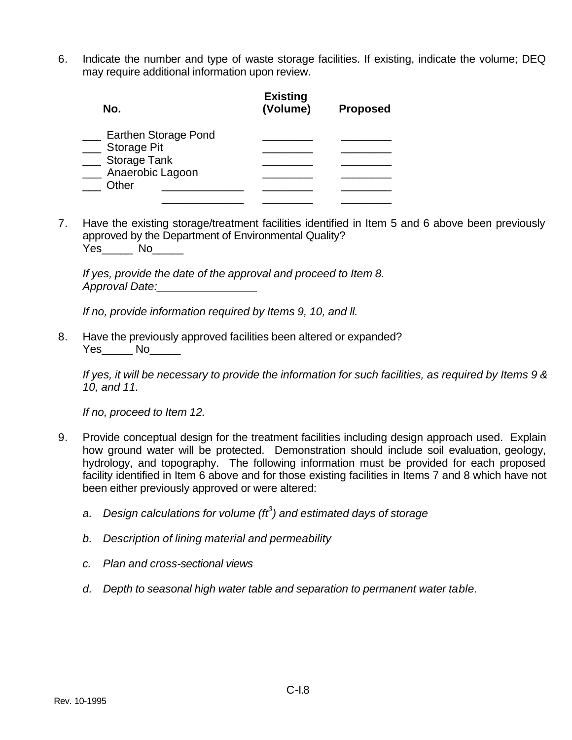6. Indicate the number and type of waste storage facilities. If existing, indicate the volume; DEQ may require additional information upon review.

| No. | | Existing (Volume) | Proposed |
|---|---|---|---|
| ___ Earthen Storage Pond | | ________ | ________ |
| ___ Storage Pit | | ________ | ________ |
| ___ Storage Tank | | ________ | ________ |
| ___ Anaerobic Lagoon | | ________ | ________ |
| ___ Other | _____________ | ________ | ________ |
| | _____________ | ________ | ________ |

7. Have the existing storage/treatment facilities identified in Item 5 and 6 above been previously approved by the Department of Environmental Quality?
   Yes_____ No_____

   *If yes, provide the date of the approval and proceed to Item 8.*
   *Approval Date:________________*

   *If no, provide information required by Items 9, 10, and ll.*

8. Have the previously approved facilities been altered or expanded?
   Yes_____ No_____

   *If yes, it will be necessary to provide the information for such facilities, as required by Items 9 & 10, and 11.*

   *If no, proceed to Item 12.*

9. Provide conceptual design for the treatment facilities including design approach used. Explain how ground water will be protected. Demonstration should include soil evaluation, geology, hydrology, and topography. The following information must be provided for each proposed facility identified in Item 6 above and for those existing facilities in Items 7 and 8 which have not been either previously approved or were altered:

   a. *Design calculations for volume ($ft^3$) and estimated days of storage*

   b. *Description of lining material and permeability*

   c. *Plan and cross-sectional views*

   d. *Depth to seasonal high water table and separation to permanent water table.*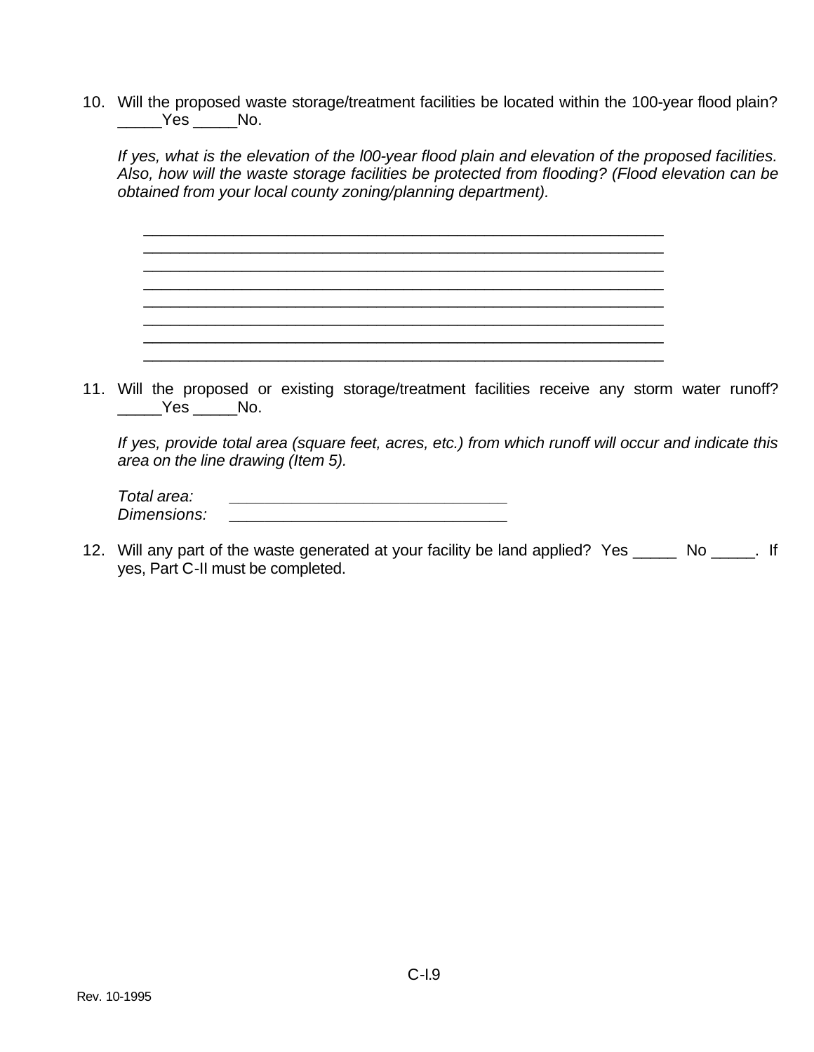10. Will the proposed waste storage/treatment facilities be located within the 100-year flood plain? _____Yes _____No.

    *If yes, what is the elevation of the l00-year flood plain and elevation of the proposed facilities. Also, how will the waste storage facilities be protected from flooding? (Flood elevation can be obtained from your local county zoning/planning department).*

    ____________________________________________________________
    ____________________________________________________________
    ____________________________________________________________
    ____________________________________________________________
    ____________________________________________________________
    ____________________________________________________________
    ____________________________________________________________
    ____________________________________________________________

11. Will the proposed or existing storage/treatment facilities receive any storm water runoff? _____Yes _____No.

    *If yes, provide total area (square feet, acres, etc.) from which runoff will occur and indicate this area on the line drawing (Item 5).*

    *Total area:* ________________________________
    *Dimensions:* ________________________________

12. Will any part of the waste generated at your facility be land applied? Yes _____ No _____. If yes, Part C-II must be completed.

Rev. 10-1995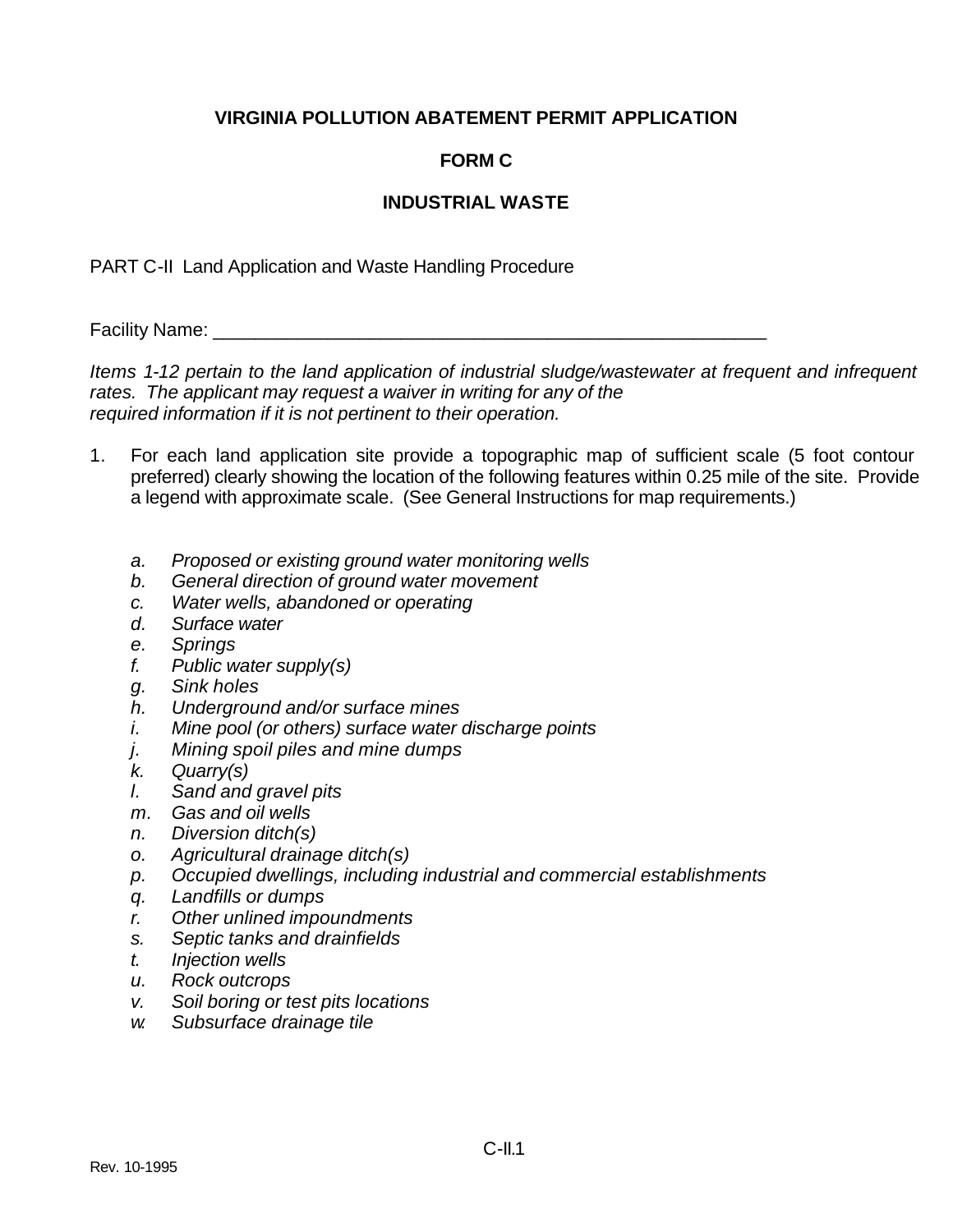**VIRGINIA POLLUTION ABATEMENT PERMIT APPLICATION**

**FORM C**

**INDUSTRIAL WASTE**

PART C-II Land Application and Waste Handling Procedure

Facility Name: \_\_\_\_\_\_\_\_\_\_\_\_\_\_\_\_\_\_\_\_\_\_\_\_\_\_\_\_\_\_\_\_\_\_\_\_\_\_\_\_\_\_\_\_\_\_\_\_\_\_\_\_\_\_

*Items 1-12 pertain to the land application of industrial sludge/wastewater at frequent and infrequent rates. The applicant may request a waiver in writing for any of the required information if it is not pertinent to their operation.*

1. For each land application site provide a topographic map of sufficient scale (5 foot contour preferred) clearly showing the location of the following features within 0.25 mile of the site. Provide a legend with approximate scale. (See General Instructions for map requirements.)

   a. *Proposed or existing ground water monitoring wells*
   b. *General direction of ground water movement*
   c. *Water wells, abandoned or operating*
   d. *Surface water*
   e. *Springs*
   f. *Public water supply(s)*
   g. *Sink holes*
   h. *Underground and/or surface mines*
   i. *Mine pool (or others) surface water discharge points*
   j. *Mining spoil piles and mine dumps*
   k. *Quarry(s)*
   l. *Sand and gravel pits*
   m. *Gas and oil wells*
   n. *Diversion ditch(s)*
   o. *Agricultural drainage ditch(s)*
   p. *Occupied dwellings, including industrial and commercial establishments*
   q. *Landfills or dumps*
   r. *Other unlined impoundments*
   s. *Septic tanks and drainfields*
   t. *Injection wells*
   u. *Rock outcrops*
   v. *Soil boring or test pits locations*
   w. *Subsurface drainage tile*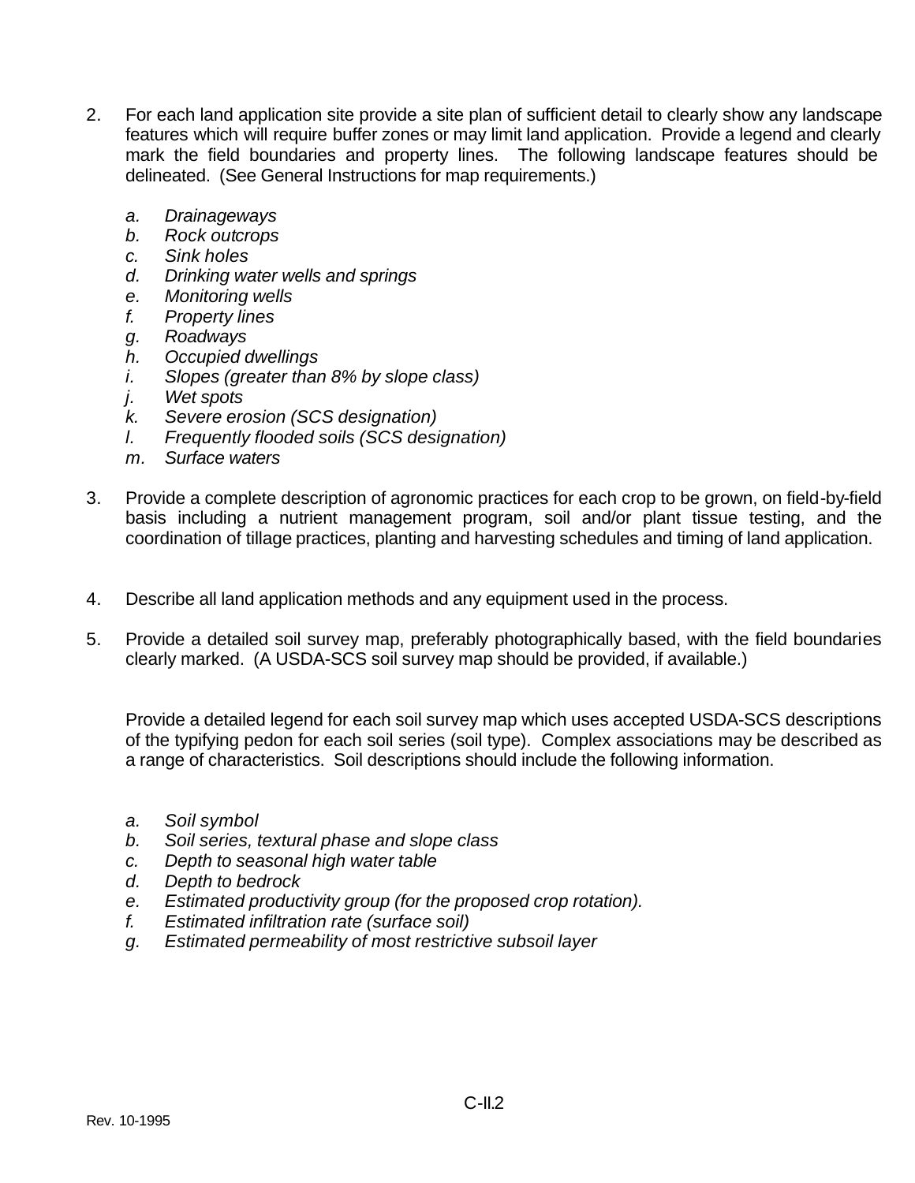2. For each land application site provide a site plan of sufficient detail to clearly show any landscape features which will require buffer zones or may limit land application. Provide a legend and clearly mark the field boundaries and property lines. The following landscape features should be delineated. (See General Instructions for map requirements.)

   *a. Drainageways*
   *b. Rock outcrops*
   *c. Sink holes*
   *d. Drinking water wells and springs*
   *e. Monitoring wells*
   *f. Property lines*
   *g. Roadways*
   *h. Occupied dwellings*
   *i. Slopes (greater than 8% by slope class)*
   *j. Wet spots*
   *k. Severe erosion (SCS designation)*
   *l. Frequently flooded soils (SCS designation)*
   *m. Surface waters*

3. Provide a complete description of agronomic practices for each crop to be grown, on field-by-field basis including a nutrient management program, soil and/or plant tissue testing, and the coordination of tillage practices, planting and harvesting schedules and timing of land application.

4. Describe all land application methods and any equipment used in the process.

5. Provide a detailed soil survey map, preferably photographically based, with the field boundaries clearly marked. (A USDA-SCS soil survey map should be provided, if available.)

   Provide a detailed legend for each soil survey map which uses accepted USDA-SCS descriptions of the typifying pedon for each soil series (soil type). Complex associations may be described as a range of characteristics. Soil descriptions should include the following information.

   *a. Soil symbol*
   *b. Soil series, textural phase and slope class*
   *c. Depth to seasonal high water table*
   *d. Depth to bedrock*
   *e. Estimated productivity group (for the proposed crop rotation).*
   *f. Estimated infiltration rate (surface soil)*
   *g. Estimated permeability of most restrictive subsoil layer*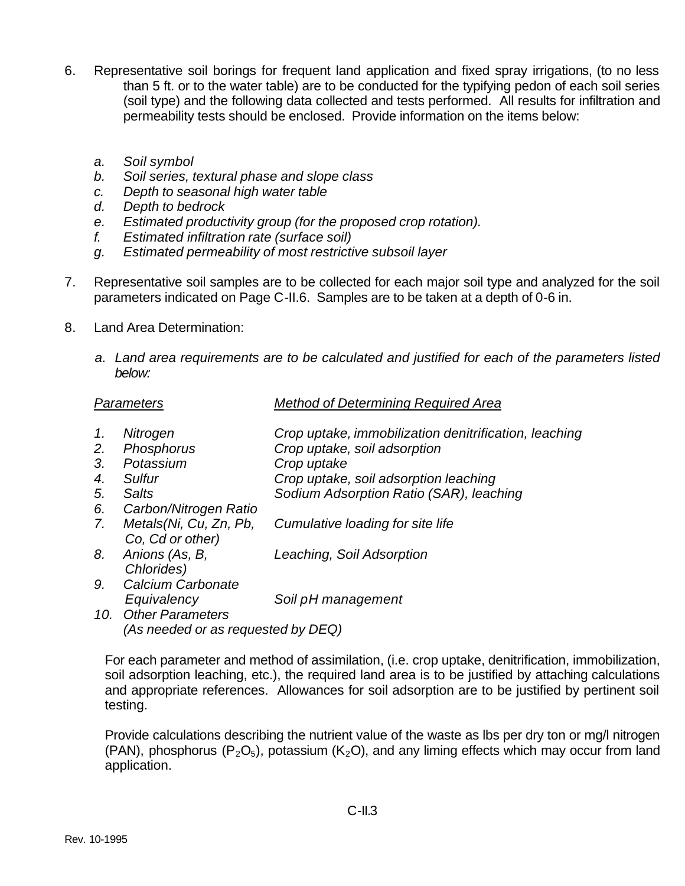6. Representative soil borings for frequent land application and fixed spray irrigations, (to no less than 5 ft. or to the water table) are to be conducted for the typifying pedon of each soil series (soil type) and the following data collected and tests performed. All results for infiltration and permeability tests should be enclosed. Provide information on the items below:

   *a. Soil symbol*
   *b. Soil series, textural phase and slope class*
   *c. Depth to seasonal high water table*
   *d. Depth to bedrock*
   *e. Estimated productivity group (for the proposed crop rotation).*
   *f. Estimated infiltration rate (surface soil)*
   *g. Estimated permeability of most restrictive subsoil layer*

7. Representative soil samples are to be collected for each major soil type and analyzed for the soil parameters indicated on Page C-II.6. Samples are to be taken at a depth of 0-6 in.

8. Land Area Determination:

   *a. Land area requirements are to be calculated and justified for each of the parameters listed below:*

| *Parameters* | *Method of Determining Required Area* |
|---|---|
| *1. Nitrogen* | *Crop uptake, immobilization denitrification, leaching* |
| *2. Phosphorus* | *Crop uptake, soil adsorption* |
| *3. Potassium* | *Crop uptake* |
| *4. Sulfur* | *Crop uptake, soil adsorption leaching* |
| *5. Salts* | *Sodium Adsorption Ratio (SAR), leaching* |
| *6. Carbon/Nitrogen Ratio* | |
| *7. Metals(Ni, Cu, Zn, Pb, Co, Cd or other)* | *Cumulative loading for site life* |
| *8. Anions (As, B, Chlorides)* | *Leaching, Soil Adsorption* |
| *9. Calcium Carbonate Equivalency* | *Soil pH management* |
| *10. Other Parameters (As needed or as requested by DEQ)* | |

   For each parameter and method of assimilation, (i.e. crop uptake, denitrification, immobilization, soil adsorption leaching, etc.), the required land area is to be justified by attaching calculations and appropriate references. Allowances for soil adsorption are to be justified by pertinent soil testing.

   Provide calculations describing the nutrient value of the waste as lbs per dry ton or mg/l nitrogen (PAN), phosphorus ($P_2O_5$), potassium ($K_2O$), and any liming effects which may occur from land application.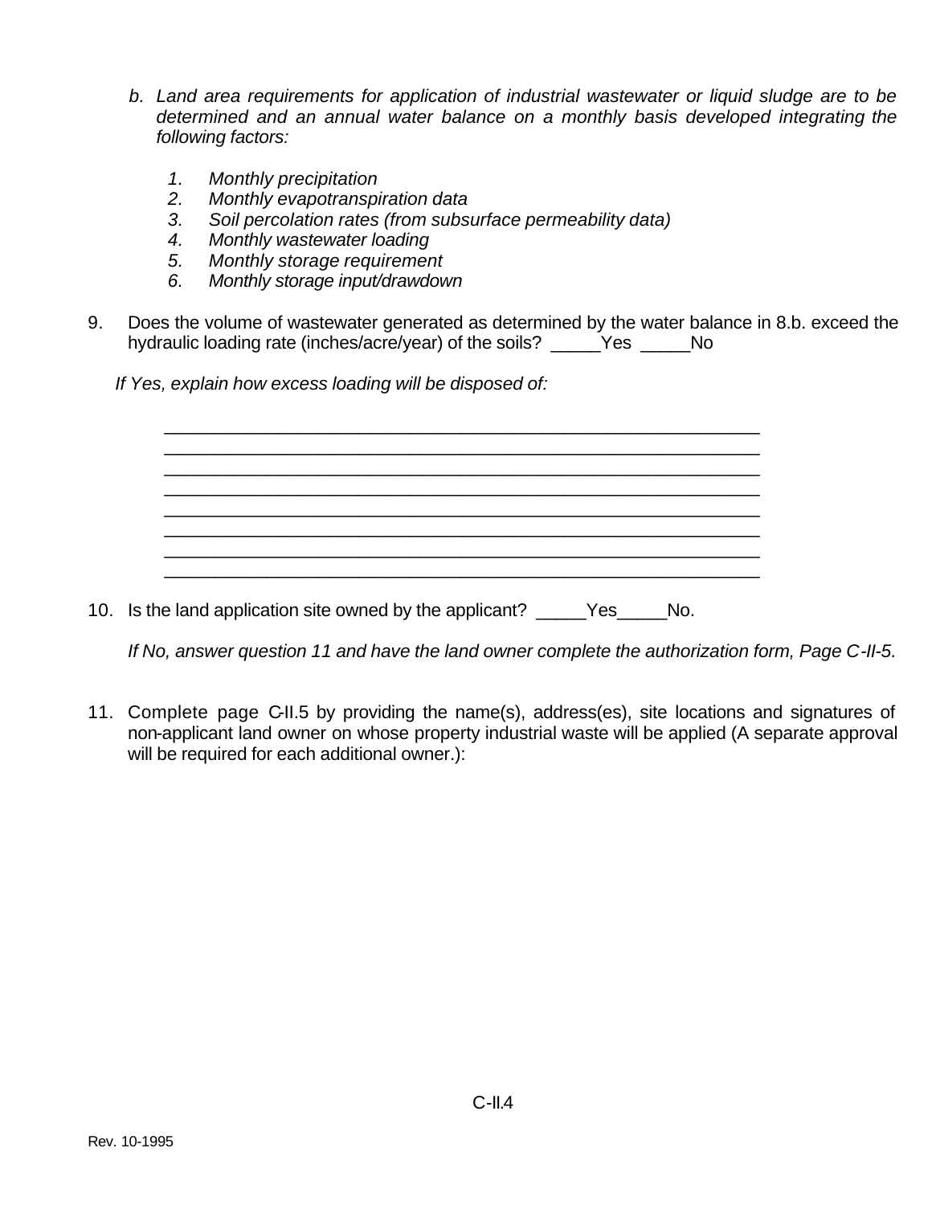*b. Land area requirements for application of industrial wastewater or liquid sludge are to be determined and an annual water balance on a monthly basis developed integrating the following factors:*

*1. Monthly precipitation*
*2. Monthly evapotranspiration data*
*3. Soil percolation rates (from subsurface permeability data)*
*4. Monthly wastewater loading*
*5. Monthly storage requirement*
*6. Monthly storage input/drawdown*

9. Does the volume of wastewater generated as determined by the water balance in 8.b. exceed the hydraulic loading rate (inches/acre/year) of the soils? _____Yes _____No

*If Yes, explain how excess loading will be disposed of:*

_______________________________________________________________
_______________________________________________________________
_______________________________________________________________
_______________________________________________________________
_______________________________________________________________
_______________________________________________________________
_______________________________________________________________
_______________________________________________________________

10. Is the land application site owned by the applicant? _____Yes_____No.

    *If No, answer question 11 and have the land owner complete the authorization form, Page C-II-5.*

11. Complete page C-II.5 by providing the name(s), address(es), site locations and signatures of non-applicant land owner on whose property industrial waste will be applied (A separate approval will be required for each additional owner.):

Rev. 10-1995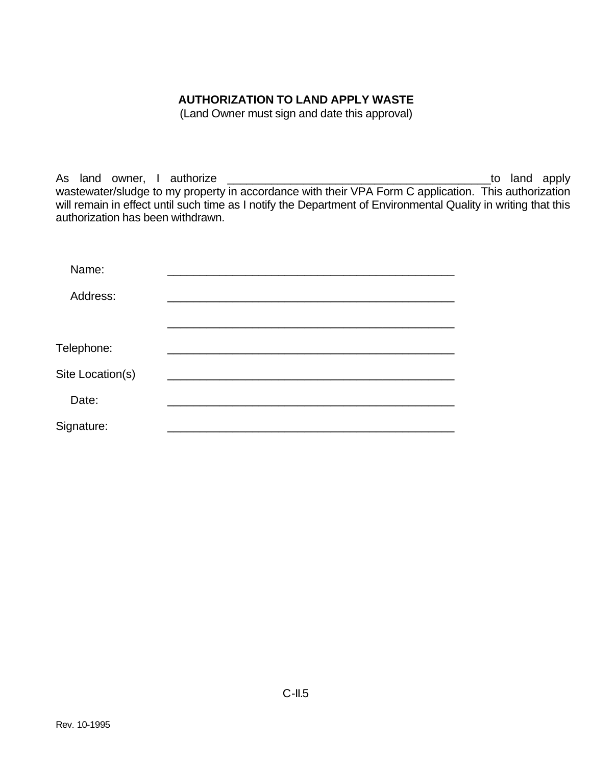## AUTHORIZATION TO LAND APPLY WASTE

(Land Owner must sign and date this approval)

As land owner, I authorize ____________________________________________to land apply wastewater/sludge to my property in accordance with their VPA Form C application. This authorization will remain in effect until such time as I notify the Department of Environmental Quality in writing that this authorization has been withdrawn.

Name: _______________________________________________

Address: _______________________________________________

_______________________________________________

Telephone: _______________________________________________

Site Location(s) _______________________________________________

Date: _______________________________________________

Signature: _______________________________________________

C-II.5

Rev. 10-1995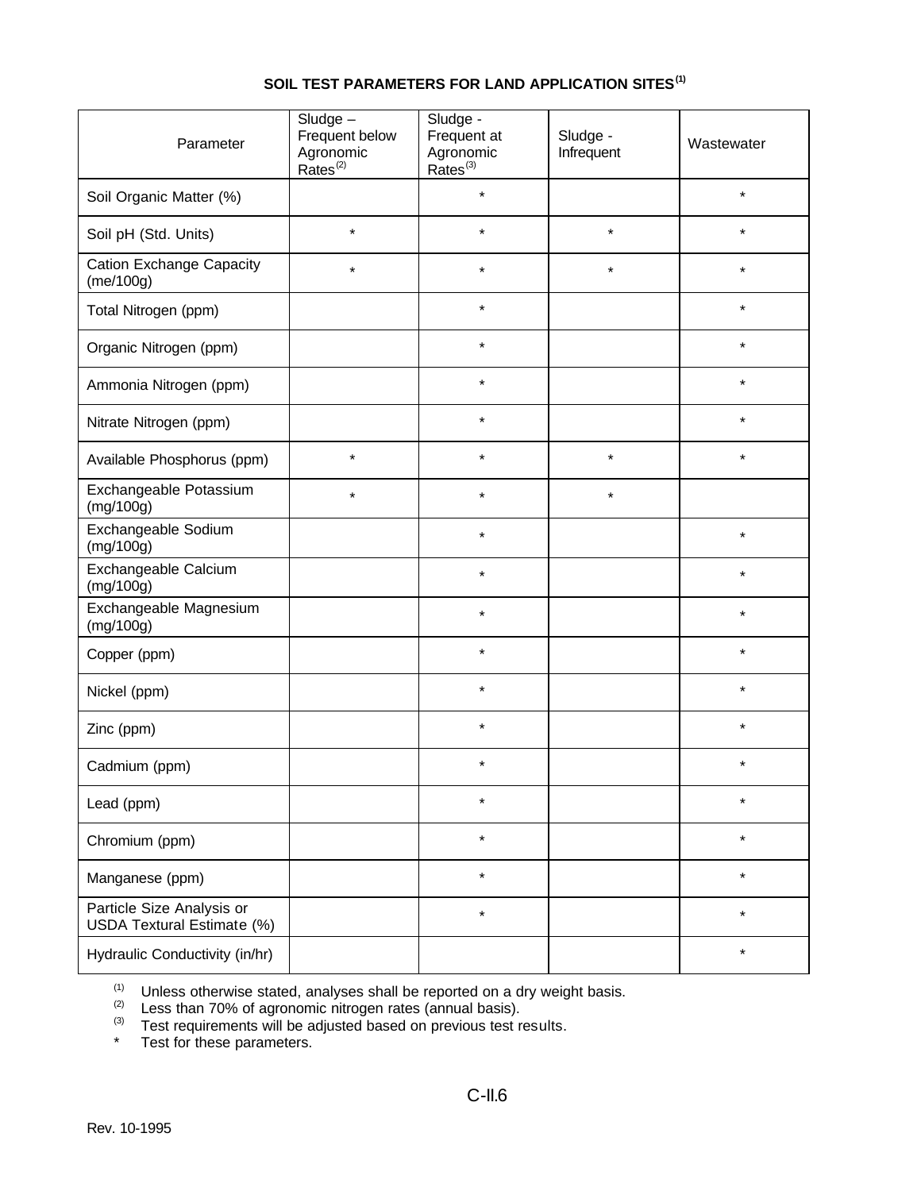### SOIL TEST PARAMETERS FOR LAND APPLICATION SITES[1]

| Parameter | Sludge – Frequent below Agronomic Rates[2] | Sludge - Frequent at Agronomic Rates[3] | Sludge - Infrequent | Wastewater |
|---|---|---|---|---|
| Soil Organic Matter (%) | | * | | * |
| Soil pH (Std. Units) | * | * | * | * |
| Cation Exchange Capacity (me/100g) | * | * | * | * |
| Total Nitrogen (ppm) | | * | | * |
| Organic Nitrogen (ppm) | | * | | * |
| Ammonia Nitrogen (ppm) | | * | | * |
| Nitrate Nitrogen (ppm) | | * | | * |
| Available Phosphorus (ppm) | * | * | * | * |
| Exchangeable Potassium (mg/100g) | * | * | * | |
| Exchangeable Sodium (mg/100g) | | * | | * |
| Exchangeable Calcium (mg/100g) | | * | | * |
| Exchangeable Magnesium (mg/100g) | | * | | * |
| Copper (ppm) | | * | | * |
| Nickel (ppm) | | * | | * |
| Zinc (ppm) | | * | | * |
| Cadmium (ppm) | | * | | * |
| Lead (ppm) | | * | | * |
| Chromium (ppm) | | * | | * |
| Manganese (ppm) | | * | | * |
| Particle Size Analysis or USDA Textural Estimate (%) | | * | | * |
| Hydraulic Conductivity (in/hr) | | | | * |

(1) Unless otherwise stated, analyses shall be reported on a dry weight basis.
(2) Less than 70% of agronomic nitrogen rates (annual basis).
(3) Test requirements will be adjusted based on previous test results.
* Test for these parameters.

C-II.6

Rev. 10-1995